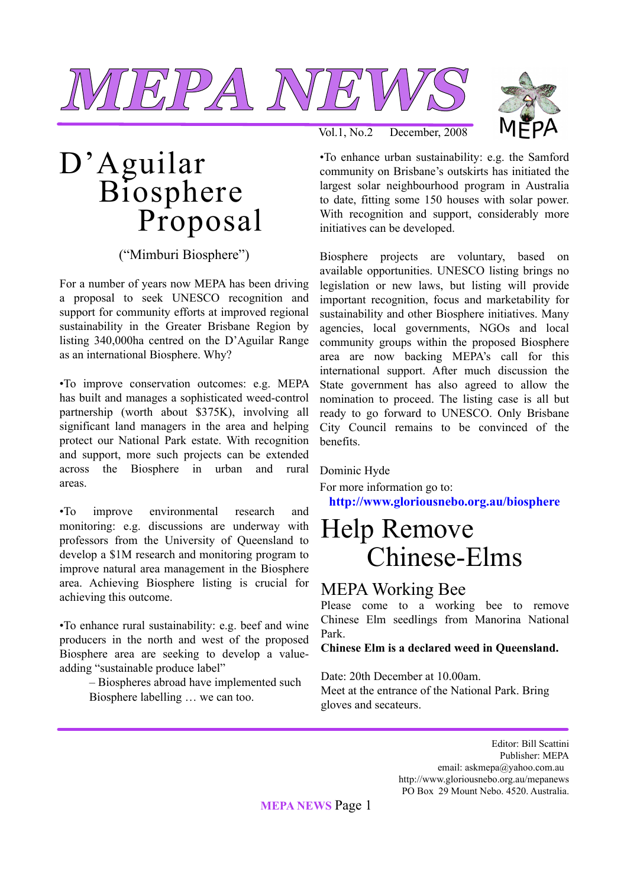# MEPA NEWS

MEPA

Vol.1, No.2 December, 2008

## D'Aguilar Biosphere Proposal

("Mimburi Biosphere")

For a number of years now MEPA has been driving a proposal to seek UNESCO recognition and support for community efforts at improved regional sustainability in the Greater Brisbane Region by listing 340,000ha centred on the D'Aguilar Range as an international Biosphere. Why?

•To improve conservation outcomes: e.g. MEPA has built and manages a sophisticated weed-control partnership (worth about $375K), involving all significant land managers in the area and helping protect our National Park estate. With recognition and support, more such projects can be extended across the Biosphere in urban and rural areas.

•To improve environmental research and monitoring: e.g. discussions are underway with professors from the University of Queensland to develop a $1M research and monitoring program to improve natural area management in the Biosphere area. Achieving Biosphere listing is crucial for achieving this outcome.

•To enhance rural sustainability: e.g. beef and wine producers in the north and west of the proposed Biosphere area are seeking to develop a value-adding "sustainable produce label"

– Biospheres abroad have implemented such Biosphere labelling … we can too.

•To enhance urban sustainability: e.g. the Samford community on Brisbane's outskirts has initiated the largest solar neighbourhood program in Australia to date, fitting some 150 houses with solar power. With recognition and support, considerably more initiatives can be developed.

Biosphere projects are voluntary, based on available opportunities. UNESCO listing brings no legislation or new laws, but listing will provide important recognition, focus and marketability for sustainability and other Biosphere initiatives. Many agencies, local governments, NGOs and local community groups within the proposed Biosphere area are now backing MEPA's call for this international support. After much discussion the State government has also agreed to allow the nomination to proceed. The listing case is all but ready to go forward to UNESCO. Only Brisbane City Council remains to be convinced of the benefits.

Dominic Hyde

For more information go to:
**http://www.gloriousnebo.org.au/biosphere**

## Help Remove Chinese-Elms

### MEPA Working Bee

Please come to a working bee to remove Chinese Elm seedlings from Manorina National Park.

**Chinese Elm is a declared weed in Queensland.**

Date: 20th December at 10.00am.
Meet at the entrance of the National Park. Bring gloves and secateurs.

---

Editor: Bill Scattini
Publisher: MEPA
email: askmepa@yahoo.com.au
http://www.gloriousnebo.org.au/mepanews
PO Box 29 Mount Nebo. 4520. Australia.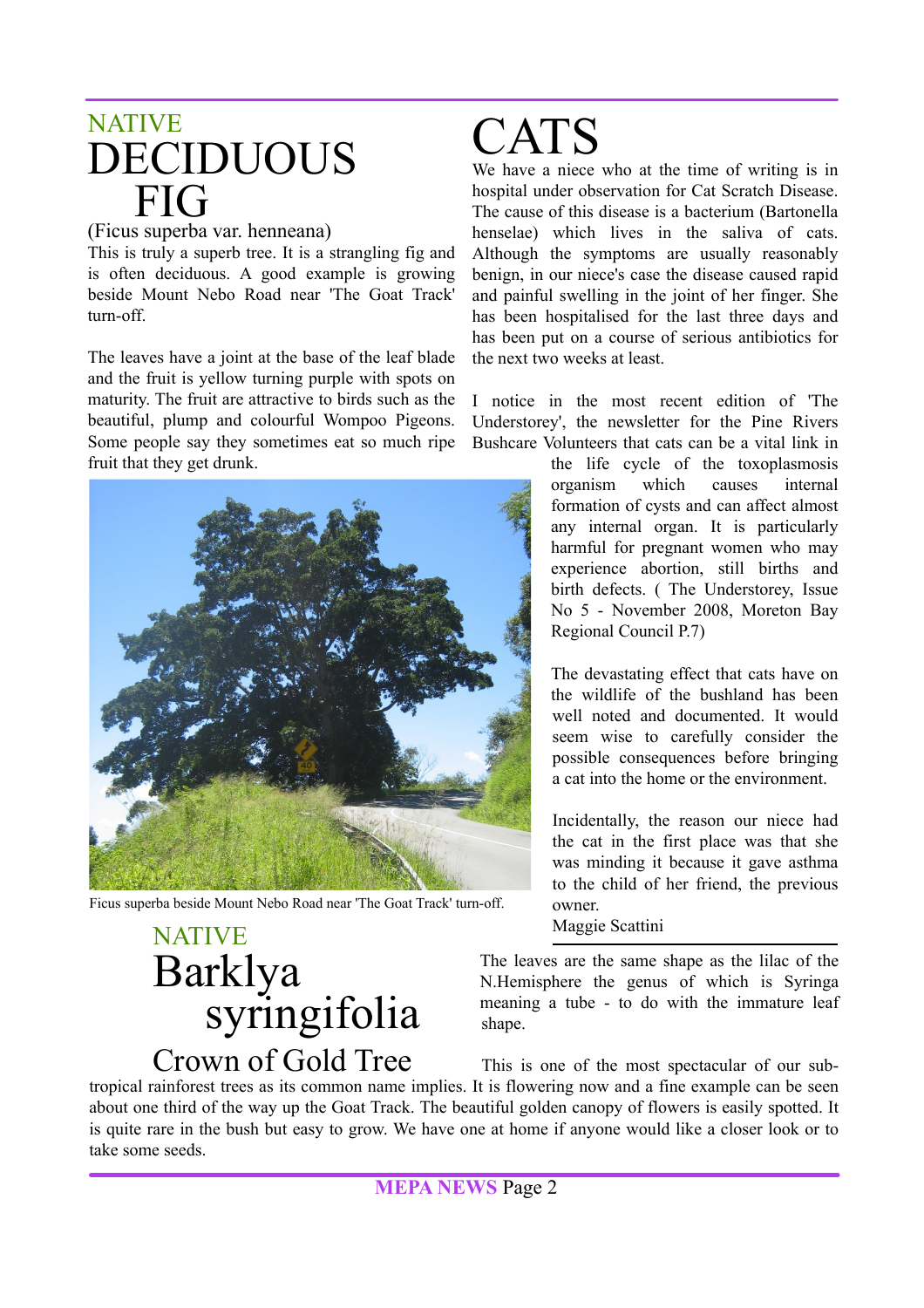# NATIVE DECIDUOUS FIG

(Ficus superba var. henneana)

This is truly a superb tree. It is a strangling fig and is often deciduous. A good example is growing beside Mount Nebo Road near 'The Goat Track' turn-off.

The leaves have a joint at the base of the leaf blade and the fruit is yellow turning purple with spots on maturity. The fruit are attractive to birds such as the beautiful, plump and colourful Wompoo Pigeons. Some people say they sometimes eat so much ripe fruit that they get drunk.

Ficus superba beside Mount Nebo Road near 'The Goat Track' turn-off.

# CATS

We have a niece who at the time of writing is in hospital under observation for Cat Scratch Disease. The cause of this disease is a bacterium (Bartonella henselae) which lives in the saliva of cats. Although the symptoms are usually reasonably benign, in our niece's case the disease caused rapid and painful swelling in the joint of her finger. She has been hospitalised for the last three days and has been put on a course of serious antibiotics for the next two weeks at least.

I notice in the most recent edition of 'The Understorey', the newsletter for the Pine Rivers Bushcare Volunteers that cats can be a vital link in the life cycle of the toxoplasmosis organism which causes internal formation of cysts and can affect almost any internal organ. It is particularly harmful for pregnant women who may experience abortion, still births and birth defects. ( The Understorey, Issue No 5 - November 2008, Moreton Bay Regional Council P.7)

The devastating effect that cats have on the wildlife of the bushland has been well noted and documented. It would seem wise to carefully consider the possible consequences before bringing a cat into the home or the environment.

Incidentally, the reason our niece had the cat in the first place was that she was minding it because it gave asthma to the child of her friend, the previous owner.

Maggie Scattini

# NATIVE Barklya syringifolia

## Crown of Gold Tree

The leaves are the same shape as the lilac of the N.Hemisphere the genus of which is Syringa meaning a tube - to do with the immature leaf shape.

This is one of the most spectacular of our sub-tropical rainforest trees as its common name implies. It is flowering now and a fine example can be seen about one third of the way up the Goat Track. The beautiful golden canopy of flowers is easily spotted. It is quite rare in the bush but easy to grow. We have one at home if anyone would like a closer look or to take some seeds.